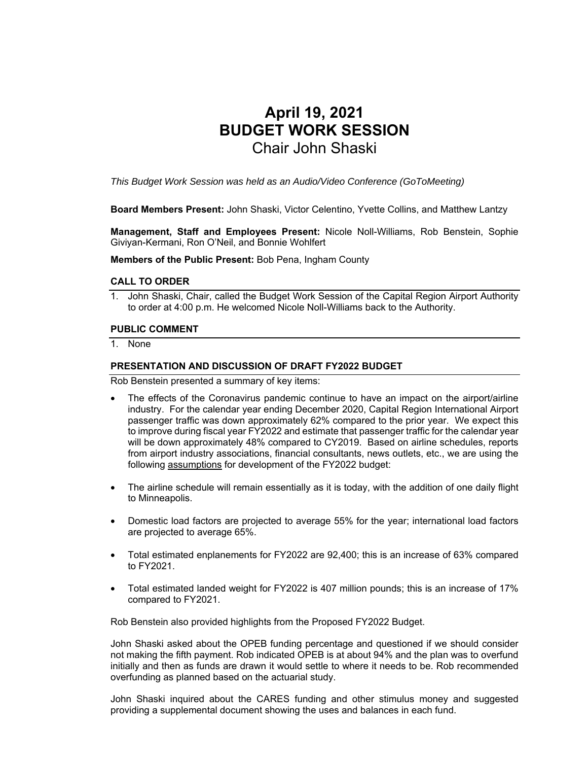# April 19, 2021
# BUDGET WORK SESSION
## Chair John Shaski

*This Budget Work Session was held as an Audio/Video Conference (GoToMeeting)*

**Board Members Present:** John Shaski, Victor Celentino, Yvette Collins, and Matthew Lantzy

**Management, Staff and Employees Present:** Nicole Noll-Williams, Rob Benstein, Sophie Giviyan-Kermani, Ron O'Neil, and Bonnie Wohlfert

**Members of the Public Present:** Bob Pena, Ingham County

### CALL TO ORDER

1. John Shaski, Chair, called the Budget Work Session of the Capital Region Airport Authority to order at 4:00 p.m. He welcomed Nicole Noll-Williams back to the Authority.

### PUBLIC COMMENT

1. None

### PRESENTATION AND DISCUSSION OF DRAFT FY2022 BUDGET

Rob Benstein presented a summary of key items:

- The effects of the Coronavirus pandemic continue to have an impact on the airport/airline industry. For the calendar year ending December 2020, Capital Region International Airport passenger traffic was down approximately 62% compared to the prior year. We expect this to improve during fiscal year FY2022 and estimate that passenger traffic for the calendar year will be down approximately 48% compared to CY2019. Based on airline schedules, reports from airport industry associations, financial consultants, news outlets, etc., we are using the following <u>assumptions</u> for development of the FY2022 budget:

- The airline schedule will remain essentially as it is today, with the addition of one daily flight to Minneapolis.

- Domestic load factors are projected to average 55% for the year; international load factors are projected to average 65%.

- Total estimated enplanements for FY2022 are 92,400; this is an increase of 63% compared to FY2021.

- Total estimated landed weight for FY2022 is 407 million pounds; this is an increase of 17% compared to FY2021.

Rob Benstein also provided highlights from the Proposed FY2022 Budget.

John Shaski asked about the OPEB funding percentage and questioned if we should consider not making the fifth payment. Rob indicated OPEB is at about 94% and the plan was to overfund initially and then as funds are drawn it would settle to where it needs to be. Rob recommended overfunding as planned based on the actuarial study.

John Shaski inquired about the CARES funding and other stimulus money and suggested providing a supplemental document showing the uses and balances in each fund.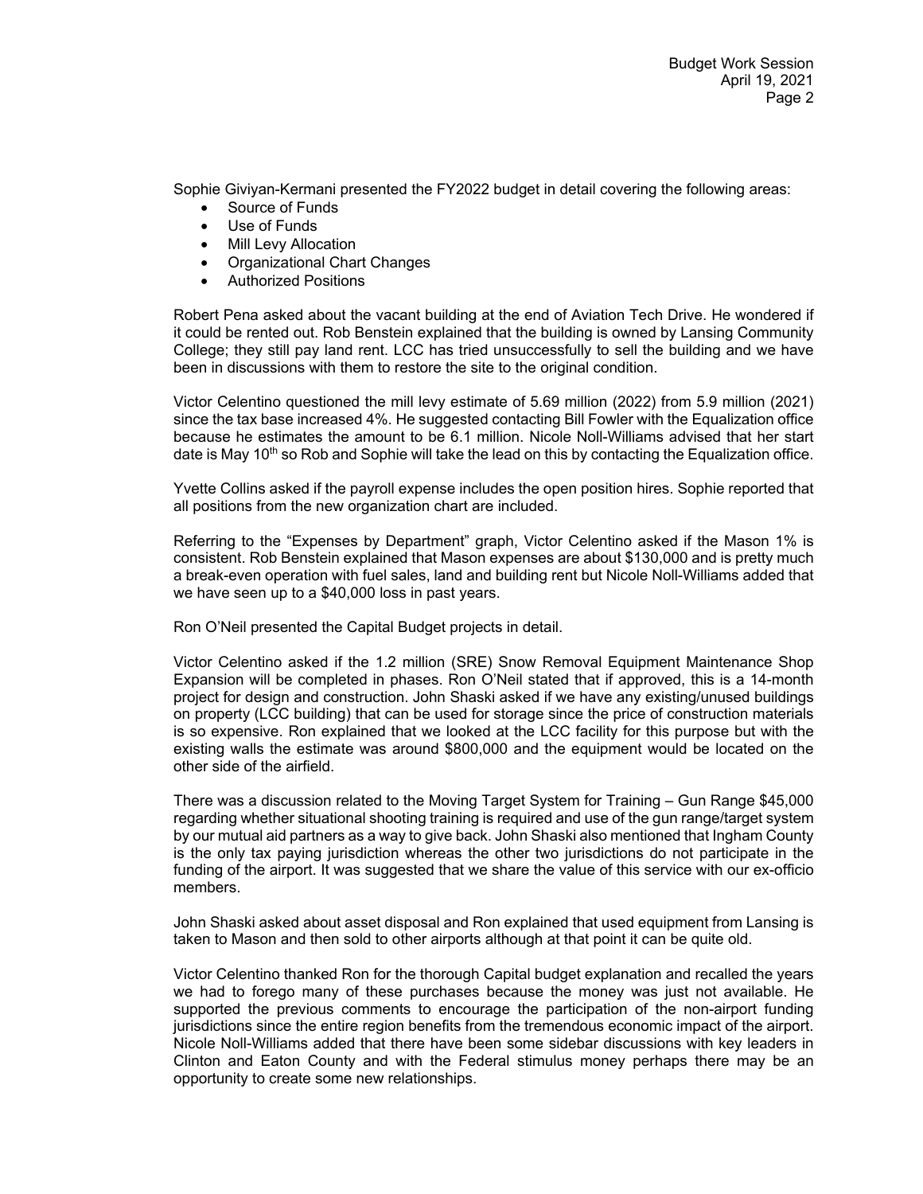Sophie Giviyan-Kermani presented the FY2022 budget in detail covering the following areas:

- Source of Funds
- Use of Funds
- Mill Levy Allocation
- Organizational Chart Changes
- Authorized Positions

Robert Pena asked about the vacant building at the end of Aviation Tech Drive. He wondered if it could be rented out. Rob Benstein explained that the building is owned by Lansing Community College; they still pay land rent. LCC has tried unsuccessfully to sell the building and we have been in discussions with them to restore the site to the original condition.

Victor Celentino questioned the mill levy estimate of 5.69 million (2022) from 5.9 million (2021) since the tax base increased 4%. He suggested contacting Bill Fowler with the Equalization office because he estimates the amount to be 6.1 million. Nicole Noll-Williams advised that her start date is May 10th so Rob and Sophie will take the lead on this by contacting the Equalization office.

Yvette Collins asked if the payroll expense includes the open position hires. Sophie reported that all positions from the new organization chart are included.

Referring to the "Expenses by Department" graph, Victor Celentino asked if the Mason 1% is consistent. Rob Benstein explained that Mason expenses are about $130,000 and is pretty much a break-even operation with fuel sales, land and building rent but Nicole Noll-Williams added that we have seen up to a $40,000 loss in past years.

Ron O'Neil presented the Capital Budget projects in detail.

Victor Celentino asked if the 1.2 million (SRE) Snow Removal Equipment Maintenance Shop Expansion will be completed in phases. Ron O'Neil stated that if approved, this is a 14-month project for design and construction. John Shaski asked if we have any existing/unused buildings on property (LCC building) that can be used for storage since the price of construction materials is so expensive. Ron explained that we looked at the LCC facility for this purpose but with the existing walls the estimate was around $800,000 and the equipment would be located on the other side of the airfield.

There was a discussion related to the Moving Target System for Training – Gun Range $45,000 regarding whether situational shooting training is required and use of the gun range/target system by our mutual aid partners as a way to give back. John Shaski also mentioned that Ingham County is the only tax paying jurisdiction whereas the other two jurisdictions do not participate in the funding of the airport. It was suggested that we share the value of this service with our ex-officio members.

John Shaski asked about asset disposal and Ron explained that used equipment from Lansing is taken to Mason and then sold to other airports although at that point it can be quite old.

Victor Celentino thanked Ron for the thorough Capital budget explanation and recalled the years we had to forego many of these purchases because the money was just not available. He supported the previous comments to encourage the participation of the non-airport funding jurisdictions since the entire region benefits from the tremendous economic impact of the airport. Nicole Noll-Williams added that there have been some sidebar discussions with key leaders in Clinton and Eaton County and with the Federal stimulus money perhaps there may be an opportunity to create some new relationships.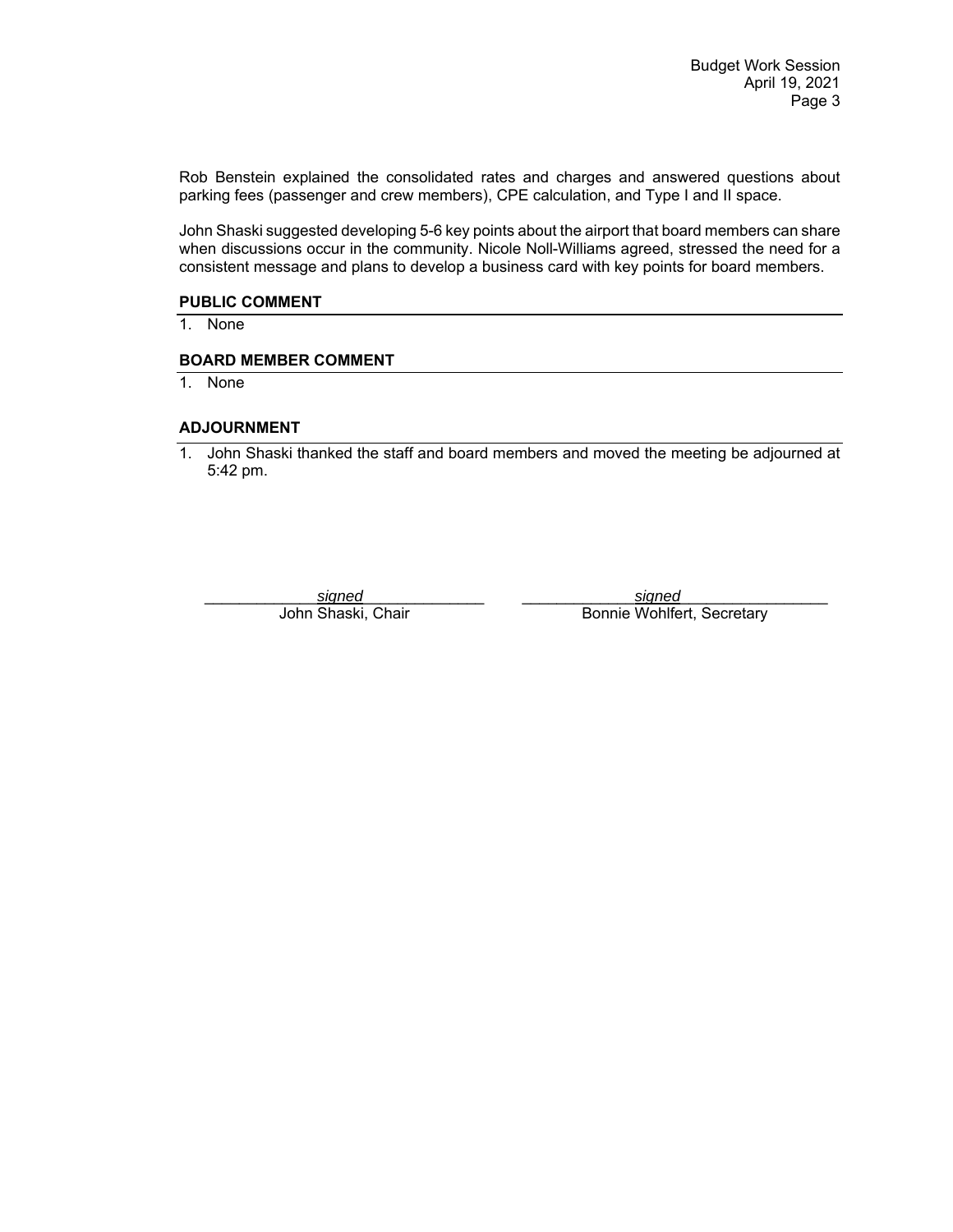Rob Benstein explained the consolidated rates and charges and answered questions about parking fees (passenger and crew members), CPE calculation, and Type I and II space.

John Shaski suggested developing 5-6 key points about the airport that board members can share when discussions occur in the community. Nicole Noll-Williams agreed, stressed the need for a consistent message and plans to develop a business card with key points for board members.

## PUBLIC COMMENT

1. None

## BOARD MEMBER COMMENT

1. None

## ADJOURNMENT

1. John Shaski thanked the staff and board members and moved the meeting be adjourned at 5:42 pm.

*signed*
John Shaski, Chair

*signed*
Bonnie Wohlfert, Secretary